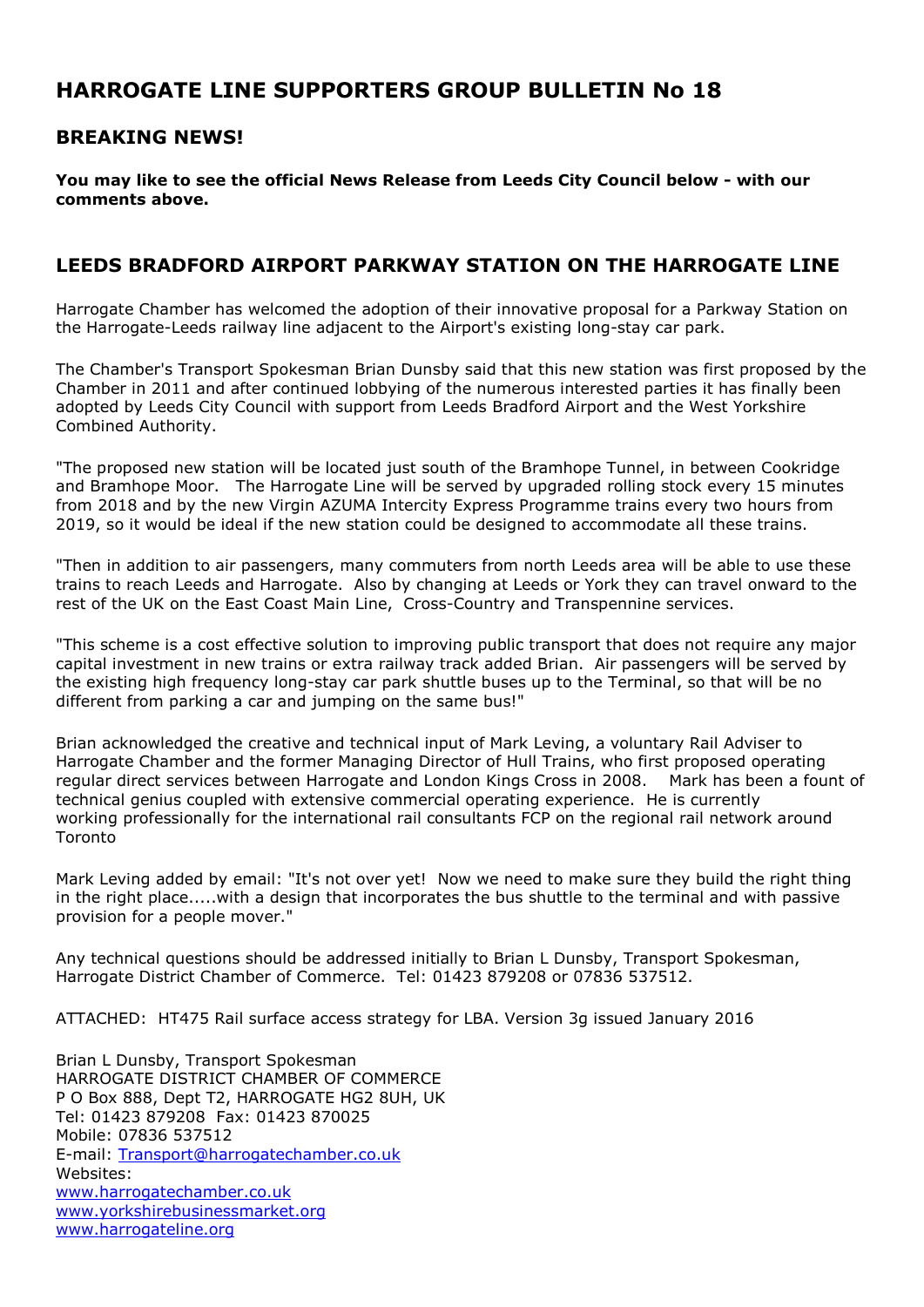# HARROGATE LINE SUPPORTERS GROUP BULLETIN No 18

## BREAKING NEWS!

**You may like to see the official News Release from Leeds City Council below - with our comments above.**

## LEEDS BRADFORD AIRPORT PARKWAY STATION ON THE HARROGATE LINE

Harrogate Chamber has welcomed the adoption of their innovative proposal for a Parkway Station on the Harrogate-Leeds railway line adjacent to the Airport's existing long-stay car park.

The Chamber's Transport Spokesman Brian Dunsby said that this new station was first proposed by the Chamber in 2011 and after continued lobbying of the numerous interested parties it has finally been adopted by Leeds City Council with support from Leeds Bradford Airport and the West Yorkshire Combined Authority.

"The proposed new station will be located just south of the Bramhope Tunnel, in between Cookridge and Bramhope Moor. The Harrogate Line will be served by upgraded rolling stock every 15 minutes from 2018 and by the new Virgin AZUMA Intercity Express Programme trains every two hours from 2019, so it would be ideal if the new station could be designed to accommodate all these trains.

"Then in addition to air passengers, many commuters from north Leeds area will be able to use these trains to reach Leeds and Harrogate. Also by changing at Leeds or York they can travel onward to the rest of the UK on the East Coast Main Line, Cross-Country and Transpennine services.

"This scheme is a cost effective solution to improving public transport that does not require any major capital investment in new trains or extra railway track added Brian. Air passengers will be served by the existing high frequency long-stay car park shuttle buses up to the Terminal, so that will be no different from parking a car and jumping on the same bus!"

Brian acknowledged the creative and technical input of Mark Leving, a voluntary Rail Adviser to Harrogate Chamber and the former Managing Director of Hull Trains, who first proposed operating regular direct services between Harrogate and London Kings Cross in 2008. Mark has been a fount of technical genius coupled with extensive commercial operating experience. He is currently working professionally for the international rail consultants FCP on the regional rail network around Toronto

Mark Leving added by email: "It's not over yet! Now we need to make sure they build the right thing in the right place.....with a design that incorporates the bus shuttle to the terminal and with passive provision for a people mover."

Any technical questions should be addressed initially to Brian L Dunsby, Transport Spokesman, Harrogate District Chamber of Commerce. Tel: 01423 879208 or 07836 537512.

ATTACHED: HT475 Rail surface access strategy for LBA. Version 3g issued January 2016

Brian L Dunsby, Transport Spokesman
HARROGATE DISTRICT CHAMBER OF COMMERCE
P O Box 888, Dept T2, HARROGATE HG2 8UH, UK
Tel: 01423 879208 Fax: 01423 870025
Mobile: 07836 537512
E-mail: Transport@harrogatechamber.co.uk
Websites:
www.harrogatechamber.co.uk
www.yorkshirebusinessmarket.org
www.harrogateline.org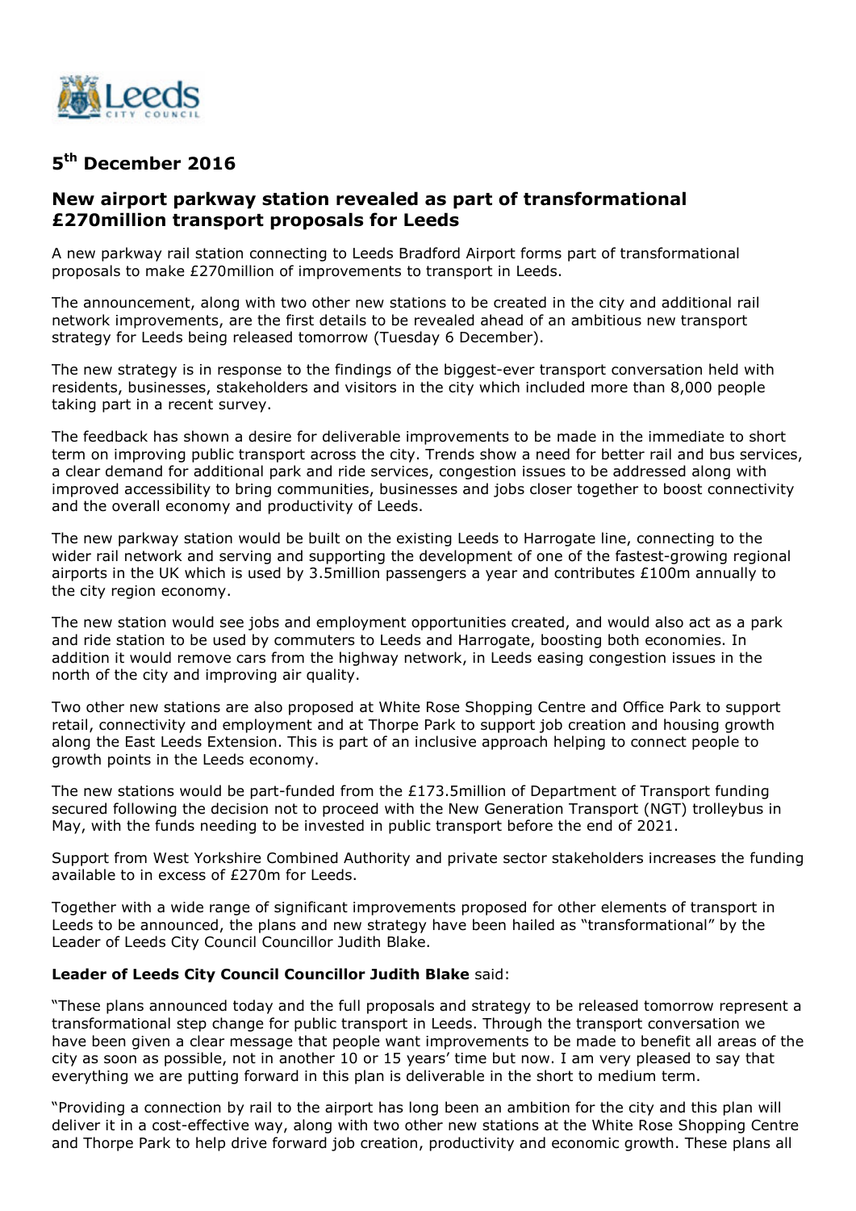## 5th December 2016

## New airport parkway station revealed as part of transformational £270million transport proposals for Leeds

A new parkway rail station connecting to Leeds Bradford Airport forms part of transformational proposals to make £270million of improvements to transport in Leeds.

The announcement, along with two other new stations to be created in the city and additional rail network improvements, are the first details to be revealed ahead of an ambitious new transport strategy for Leeds being released tomorrow (Tuesday 6 December).

The new strategy is in response to the findings of the biggest-ever transport conversation held with residents, businesses, stakeholders and visitors in the city which included more than 8,000 people taking part in a recent survey.

The feedback has shown a desire for deliverable improvements to be made in the immediate to short term on improving public transport across the city. Trends show a need for better rail and bus services, a clear demand for additional park and ride services, congestion issues to be addressed along with improved accessibility to bring communities, businesses and jobs closer together to boost connectivity and the overall economy and productivity of Leeds.

The new parkway station would be built on the existing Leeds to Harrogate line, connecting to the wider rail network and serving and supporting the development of one of the fastest-growing regional airports in the UK which is used by 3.5million passengers a year and contributes £100m annually to the city region economy.

The new station would see jobs and employment opportunities created, and would also act as a park and ride station to be used by commuters to Leeds and Harrogate, boosting both economies. In addition it would remove cars from the highway network, in Leeds easing congestion issues in the north of the city and improving air quality.

Two other new stations are also proposed at White Rose Shopping Centre and Office Park to support retail, connectivity and employment and at Thorpe Park to support job creation and housing growth along the East Leeds Extension. This is part of an inclusive approach helping to connect people to growth points in the Leeds economy.

The new stations would be part-funded from the £173.5million of Department of Transport funding secured following the decision not to proceed with the New Generation Transport (NGT) trolleybus in May, with the funds needing to be invested in public transport before the end of 2021.

Support from West Yorkshire Combined Authority and private sector stakeholders increases the funding available to in excess of £270m for Leeds.

Together with a wide range of significant improvements proposed for other elements of transport in Leeds to be announced, the plans and new strategy have been hailed as "transformational" by the Leader of Leeds City Council Councillor Judith Blake.

**Leader of Leeds City Council Councillor Judith Blake** said:

"These plans announced today and the full proposals and strategy to be released tomorrow represent a transformational step change for public transport in Leeds. Through the transport conversation we have been given a clear message that people want improvements to be made to benefit all areas of the city as soon as possible, not in another 10 or 15 years' time but now. I am very pleased to say that everything we are putting forward in this plan is deliverable in the short to medium term.

"Providing a connection by rail to the airport has long been an ambition for the city and this plan will deliver it in a cost-effective way, along with two other new stations at the White Rose Shopping Centre and Thorpe Park to help drive forward job creation, productivity and economic growth. These plans all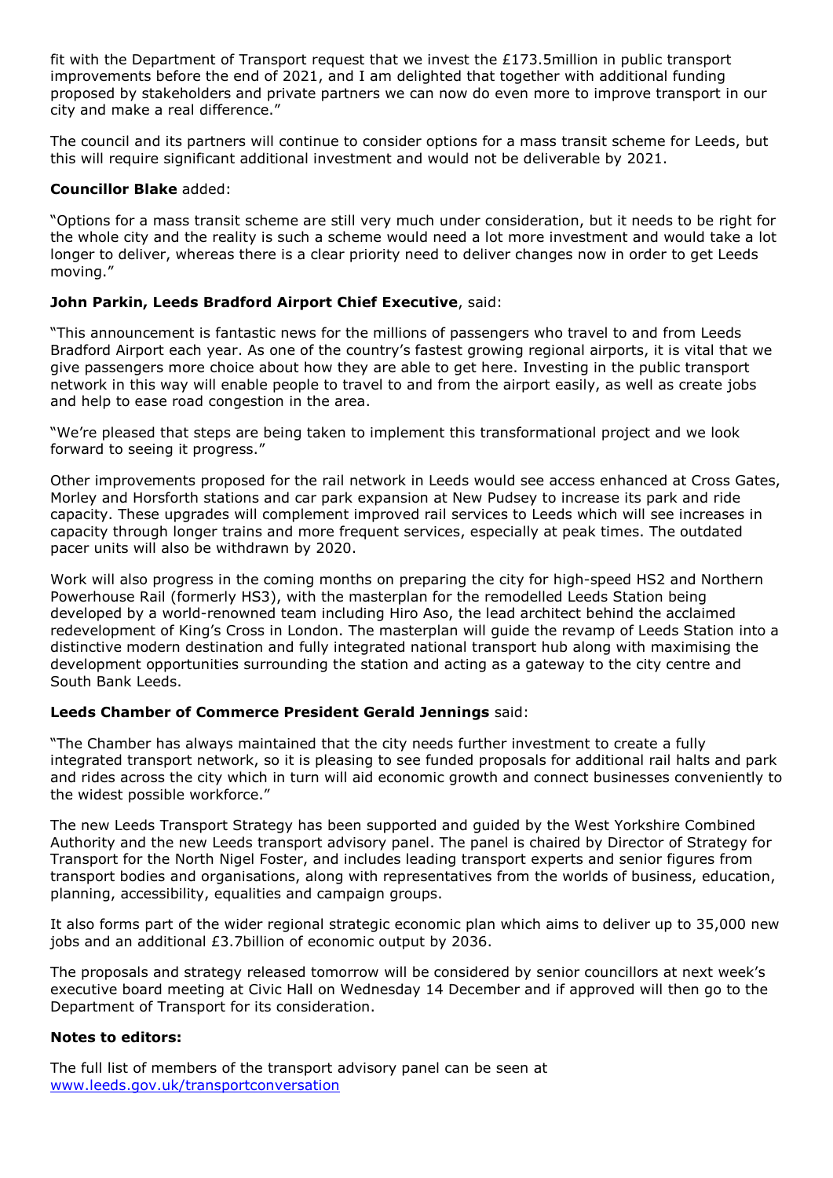fit with the Department of Transport request that we invest the £173.5million in public transport improvements before the end of 2021, and I am delighted that together with additional funding proposed by stakeholders and private partners we can now do even more to improve transport in our city and make a real difference."

The council and its partners will continue to consider options for a mass transit scheme for Leeds, but this will require significant additional investment and would not be deliverable by 2021.

**Councillor Blake** added:

"Options for a mass transit scheme are still very much under consideration, but it needs to be right for the whole city and the reality is such a scheme would need a lot more investment and would take a lot longer to deliver, whereas there is a clear priority need to deliver changes now in order to get Leeds moving."

**John Parkin, Leeds Bradford Airport Chief Executive**, said:

"This announcement is fantastic news for the millions of passengers who travel to and from Leeds Bradford Airport each year. As one of the country's fastest growing regional airports, it is vital that we give passengers more choice about how they are able to get here. Investing in the public transport network in this way will enable people to travel to and from the airport easily, as well as create jobs and help to ease road congestion in the area.

"We're pleased that steps are being taken to implement this transformational project and we look forward to seeing it progress."

Other improvements proposed for the rail network in Leeds would see access enhanced at Cross Gates, Morley and Horsforth stations and car park expansion at New Pudsey to increase its park and ride capacity. These upgrades will complement improved rail services to Leeds which will see increases in capacity through longer trains and more frequent services, especially at peak times. The outdated pacer units will also be withdrawn by 2020.

Work will also progress in the coming months on preparing the city for high-speed HS2 and Northern Powerhouse Rail (formerly HS3), with the masterplan for the remodelled Leeds Station being developed by a world-renowned team including Hiro Aso, the lead architect behind the acclaimed redevelopment of King's Cross in London. The masterplan will guide the revamp of Leeds Station into a distinctive modern destination and fully integrated national transport hub along with maximising the development opportunities surrounding the station and acting as a gateway to the city centre and South Bank Leeds.

**Leeds Chamber of Commerce President Gerald Jennings** said:

"The Chamber has always maintained that the city needs further investment to create a fully integrated transport network, so it is pleasing to see funded proposals for additional rail halts and park and rides across the city which in turn will aid economic growth and connect businesses conveniently to the widest possible workforce."

The new Leeds Transport Strategy has been supported and guided by the West Yorkshire Combined Authority and the new Leeds transport advisory panel. The panel is chaired by Director of Strategy for Transport for the North Nigel Foster, and includes leading transport experts and senior figures from transport bodies and organisations, along with representatives from the worlds of business, education, planning, accessibility, equalities and campaign groups.

It also forms part of the wider regional strategic economic plan which aims to deliver up to 35,000 new jobs and an additional £3.7billion of economic output by 2036.

The proposals and strategy released tomorrow will be considered by senior councillors at next week's executive board meeting at Civic Hall on Wednesday 14 December and if approved will then go to the Department of Transport for its consideration.

**Notes to editors:**

The full list of members of the transport advisory panel can be seen at [www.leeds.gov.uk/transportconversation](www.leeds.gov.uk/transportconversation)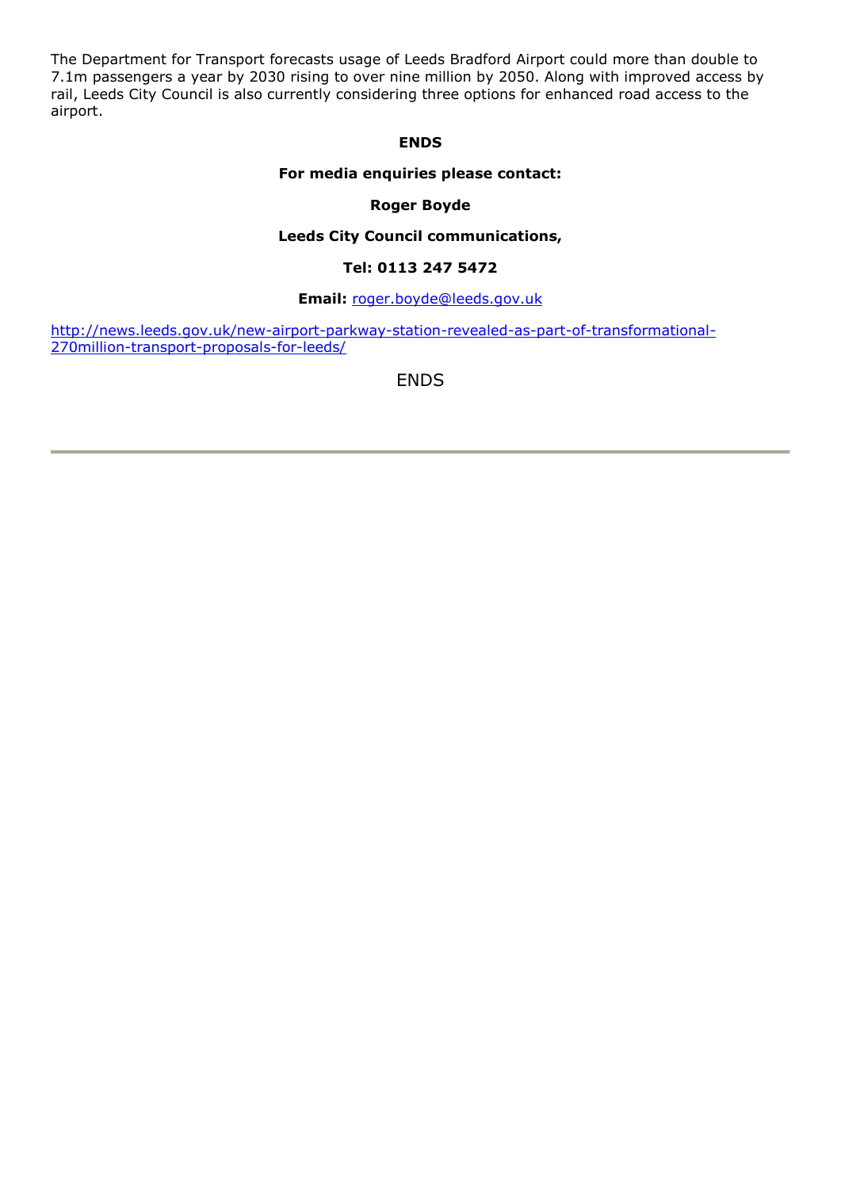The Department for Transport forecasts usage of Leeds Bradford Airport could more than double to 7.1m passengers a year by 2030 rising to over nine million by 2050. Along with improved access by rail, Leeds City Council is also currently considering three options for enhanced road access to the airport.

**ENDS**

**For media enquiries please contact:**

**Roger Boyde**

**Leeds City Council communications,**

**Tel: 0113 247 5472**

**Email:** roger.boyde@leeds.gov.uk

http://news.leeds.gov.uk/new-airport-parkway-station-revealed-as-part-of-transformational-270million-transport-proposals-for-leeds/

ENDS